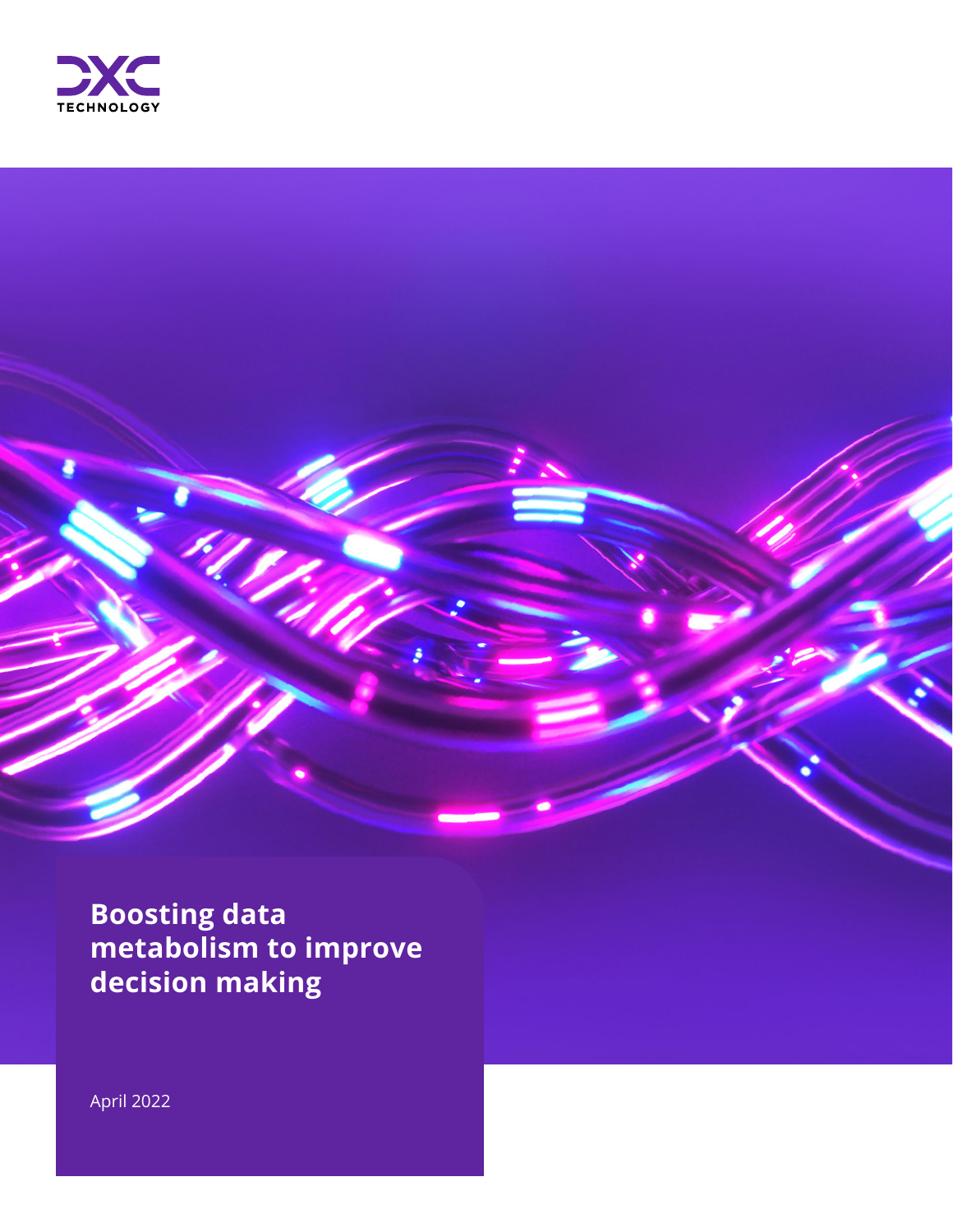DXC TECHNOLOGY

# Boosting data metabolism to improve decision making

April 2022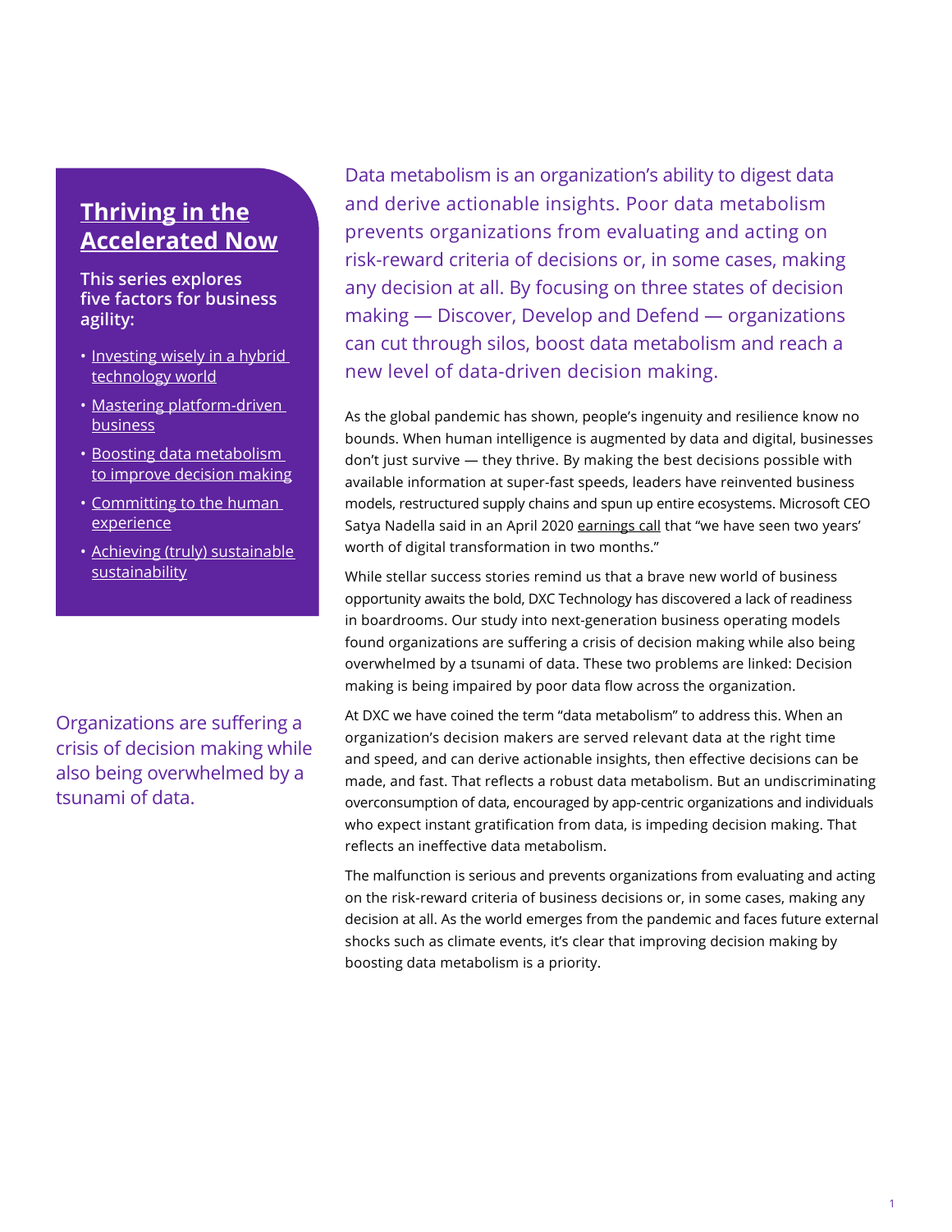## Thriving in the Accelerated Now

**This series explores five factors for business agility:**

- Investing wisely in a hybrid technology world
- Mastering platform-driven business
- Boosting data metabolism to improve decision making
- Committing to the human experience
- Achieving (truly) sustainable sustainability

Data metabolism is an organization's ability to digest data and derive actionable insights. Poor data metabolism prevents organizations from evaluating and acting on risk-reward criteria of decisions or, in some cases, making any decision at all. By focusing on three states of decision making — Discover, Develop and Defend — organizations can cut through silos, boost data metabolism and reach a new level of data-driven decision making.

As the global pandemic has shown, people's ingenuity and resilience know no bounds. When human intelligence is augmented by data and digital, businesses don't just survive — they thrive. By making the best decisions possible with available information at super-fast speeds, leaders have reinvented business models, restructured supply chains and spun up entire ecosystems. Microsoft CEO Satya Nadella said in an April 2020 earnings call that "we have seen two years' worth of digital transformation in two months."

While stellar success stories remind us that a brave new world of business opportunity awaits the bold, DXC Technology has discovered a lack of readiness in boardrooms. Our study into next-generation business operating models found organizations are suffering a crisis of decision making while also being overwhelmed by a tsunami of data. These two problems are linked: Decision making is being impaired by poor data flow across the organization.

> Organizations are suffering a crisis of decision making while also being overwhelmed by a tsunami of data.

At DXC we have coined the term "data metabolism" to address this. When an organization's decision makers are served relevant data at the right time and speed, and can derive actionable insights, then effective decisions can be made, and fast. That reflects a robust data metabolism. But an undiscriminating overconsumption of data, encouraged by app-centric organizations and individuals who expect instant gratification from data, is impeding decision making. That reflects an ineffective data metabolism.

The malfunction is serious and prevents organizations from evaluating and acting on the risk-reward criteria of business decisions or, in some cases, making any decision at all. As the world emerges from the pandemic and faces future external shocks such as climate events, it's clear that improving decision making by boosting data metabolism is a priority.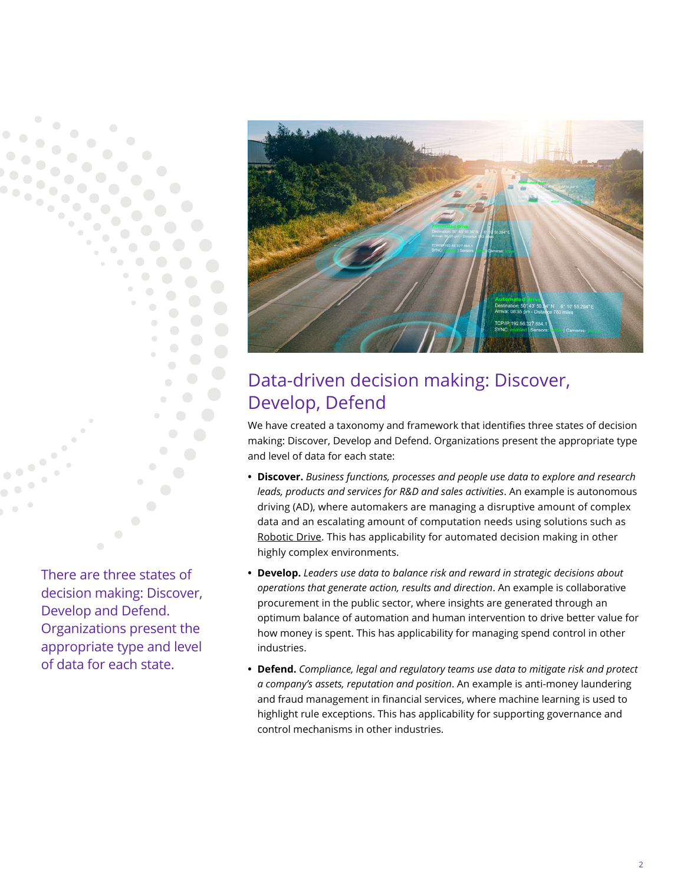## Data-driven decision making: Discover, Develop, Defend

We have created a taxonomy and framework that identifies three states of decision making: Discover, Develop and Defend. Organizations present the appropriate type and level of data for each state:

- **Discover.** *Business functions, processes and people use data to explore and research leads, products and services for R&D and sales activities*. An example is autonomous driving (AD), where automakers are managing a disruptive amount of complex data and an escalating amount of computation needs using solutions such as Robotic Drive. This has applicability for automated decision making in other highly complex environments.
- **Develop.** *Leaders use data to balance risk and reward in strategic decisions about operations that generate action, results and direction*. An example is collaborative procurement in the public sector, where insights are generated through an optimum balance of automation and human intervention to drive better value for how money is spent. This has applicability for managing spend control in other industries.
- **Defend.** *Compliance, legal and regulatory teams use data to mitigate risk and protect a company's assets, reputation and position*. An example is anti-money laundering and fraud management in financial services, where machine learning is used to highlight rule exceptions. This has applicability for supporting governance and control mechanisms in other industries.

There are three states of decision making: Discover, Develop and Defend. Organizations present the appropriate type and level of data for each state.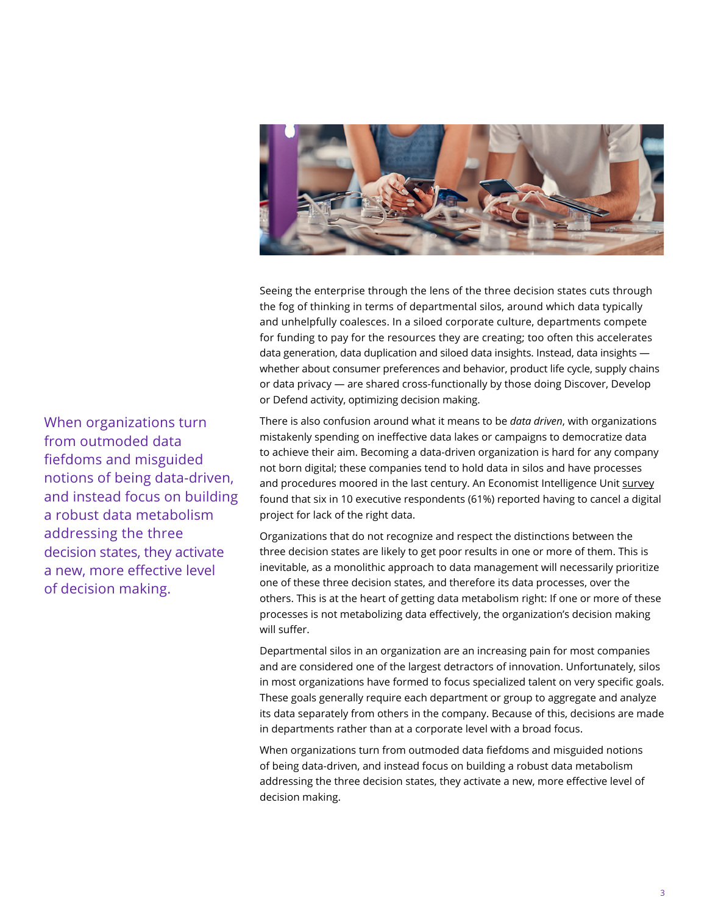Seeing the enterprise through the lens of the three decision states cuts through the fog of thinking in terms of departmental silos, around which data typically and unhelpfully coalesces. In a siloed corporate culture, departments compete for funding to pay for the resources they are creating; too often this accelerates data generation, data duplication and siloed data insights. Instead, data insights — whether about consumer preferences and behavior, product life cycle, supply chains or data privacy — are shared cross-functionally by those doing Discover, Develop or Defend activity, optimizing decision making.

> When organizations turn from outmoded data fiefdoms and misguided notions of being data-driven, and instead focus on building a robust data metabolism addressing the three decision states, they activate a new, more effective level of decision making.

There is also confusion around what it means to be *data driven*, with organizations mistakenly spending on ineffective data lakes or campaigns to democratize data to achieve their aim. Becoming a data-driven organization is hard for any company not born digital; these companies tend to hold data in silos and have processes and procedures moored in the last century. An Economist Intelligence Unit survey found that six in 10 executive respondents (61%) reported having to cancel a digital project for lack of the right data.

Organizations that do not recognize and respect the distinctions between the three decision states are likely to get poor results in one or more of them. This is inevitable, as a monolithic approach to data management will necessarily prioritize one of these three decision states, and therefore its data processes, over the others. This is at the heart of getting data metabolism right: If one or more of these processes is not metabolizing data effectively, the organization's decision making will suffer.

Departmental silos in an organization are an increasing pain for most companies and are considered one of the largest detractors of innovation. Unfortunately, silos in most organizations have formed to focus specialized talent on very specific goals. These goals generally require each department or group to aggregate and analyze its data separately from others in the company. Because of this, decisions are made in departments rather than at a corporate level with a broad focus.

When organizations turn from outmoded data fiefdoms and misguided notions of being data-driven, and instead focus on building a robust data metabolism addressing the three decision states, they activate a new, more effective level of decision making.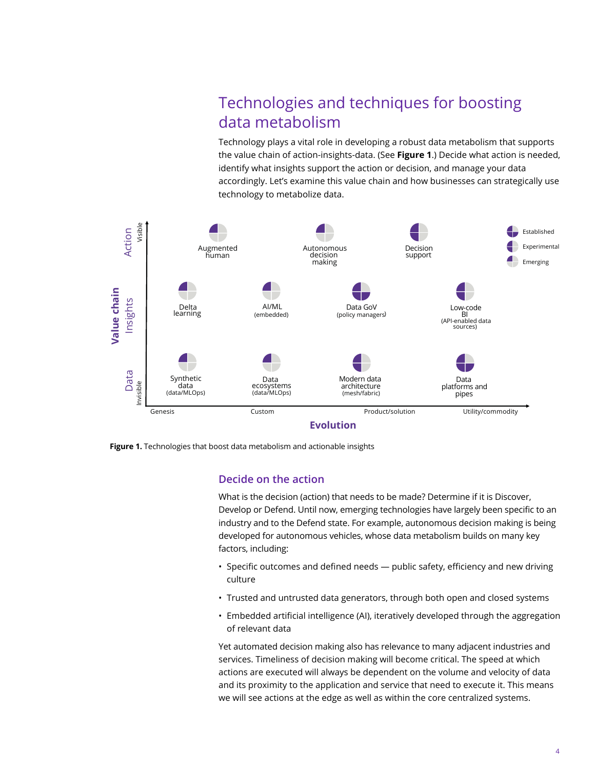## Technologies and techniques for boosting data metabolism

Technology plays a vital role in developing a robust data metabolism that supports the value chain of action-insights-data. (See **Figure 1**.) Decide what action is needed, identify what insights support the action or decision, and manage your data accordingly. Let's examine this value chain and how businesses can strategically use technology to metabolize data.

| Value chain | Genesis | Custom | Product/solution | Utility/commodity |
| --- | --- | --- | --- | --- |
| Action (Visible) | Augmented human | Autonomous decision making | Decision support | |
| Insights | Delta learning | AI/ML (embedded) | Data GoV (policy managers) | Low-code BI (API-enabled data sources) |
| Data (Invisible) | Synthetic data (data/MLOps) | Data ecosystems (data/MLOps) | Modern data architecture (mesh/fabric) | Data platforms and pipes |

Legend: Established, Experimental, Emerging

Evolution

**Figure 1.** Technologies that boost data metabolism and actionable insights

### Decide on the action

What is the decision (action) that needs to be made? Determine if it is Discover, Develop or Defend. Until now, emerging technologies have largely been specific to an industry and to the Defend state. For example, autonomous decision making is being developed for autonomous vehicles, whose data metabolism builds on many key factors, including:

- Specific outcomes and defined needs — public safety, efficiency and new driving culture
- Trusted and untrusted data generators, through both open and closed systems
- Embedded artificial intelligence (AI), iteratively developed through the aggregation of relevant data

Yet automated decision making also has relevance to many adjacent industries and services. Timeliness of decision making will become critical. The speed at which actions are executed will always be dependent on the volume and velocity of data and its proximity to the application and service that need to execute it. This means we will see actions at the edge as well as within the core centralized systems.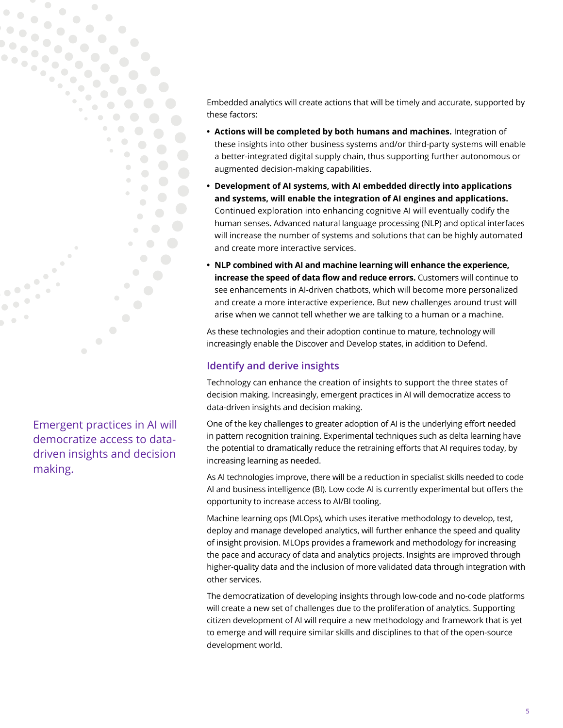Embedded analytics will create actions that will be timely and accurate, supported by these factors:

- **Actions will be completed by both humans and machines.** Integration of these insights into other business systems and/or third-party systems will enable a better-integrated digital supply chain, thus supporting further autonomous or augmented decision-making capabilities.
- **Development of AI systems, with AI embedded directly into applications and systems, will enable the integration of AI engines and applications.** Continued exploration into enhancing cognitive AI will eventually codify the human senses. Advanced natural language processing (NLP) and optical interfaces will increase the number of systems and solutions that can be highly automated and create more interactive services.
- **NLP combined with AI and machine learning will enhance the experience, increase the speed of data flow and reduce errors.** Customers will continue to see enhancements in AI-driven chatbots, which will become more personalized and create a more interactive experience. But new challenges around trust will arise when we cannot tell whether we are talking to a human or a machine.

As these technologies and their adoption continue to mature, technology will increasingly enable the Discover and Develop states, in addition to Defend.

## Identify and derive insights

Technology can enhance the creation of insights to support the three states of decision making. Increasingly, emergent practices in AI will democratize access to data-driven insights and decision making.

> Emergent practices in AI will democratize access to data-driven insights and decision making.

One of the key challenges to greater adoption of AI is the underlying effort needed in pattern recognition training. Experimental techniques such as delta learning have the potential to dramatically reduce the retraining efforts that AI requires today, by increasing learning as needed.

As AI technologies improve, there will be a reduction in specialist skills needed to code AI and business intelligence (BI). Low code AI is currently experimental but offers the opportunity to increase access to AI/BI tooling.

Machine learning ops (MLOps), which uses iterative methodology to develop, test, deploy and manage developed analytics, will further enhance the speed and quality of insight provision. MLOps provides a framework and methodology for increasing the pace and accuracy of data and analytics projects. Insights are improved through higher-quality data and the inclusion of more validated data through integration with other services.

The democratization of developing insights through low-code and no-code platforms will create a new set of challenges due to the proliferation of analytics. Supporting citizen development of AI will require a new methodology and framework that is yet to emerge and will require similar skills and disciplines to that of the open-source development world.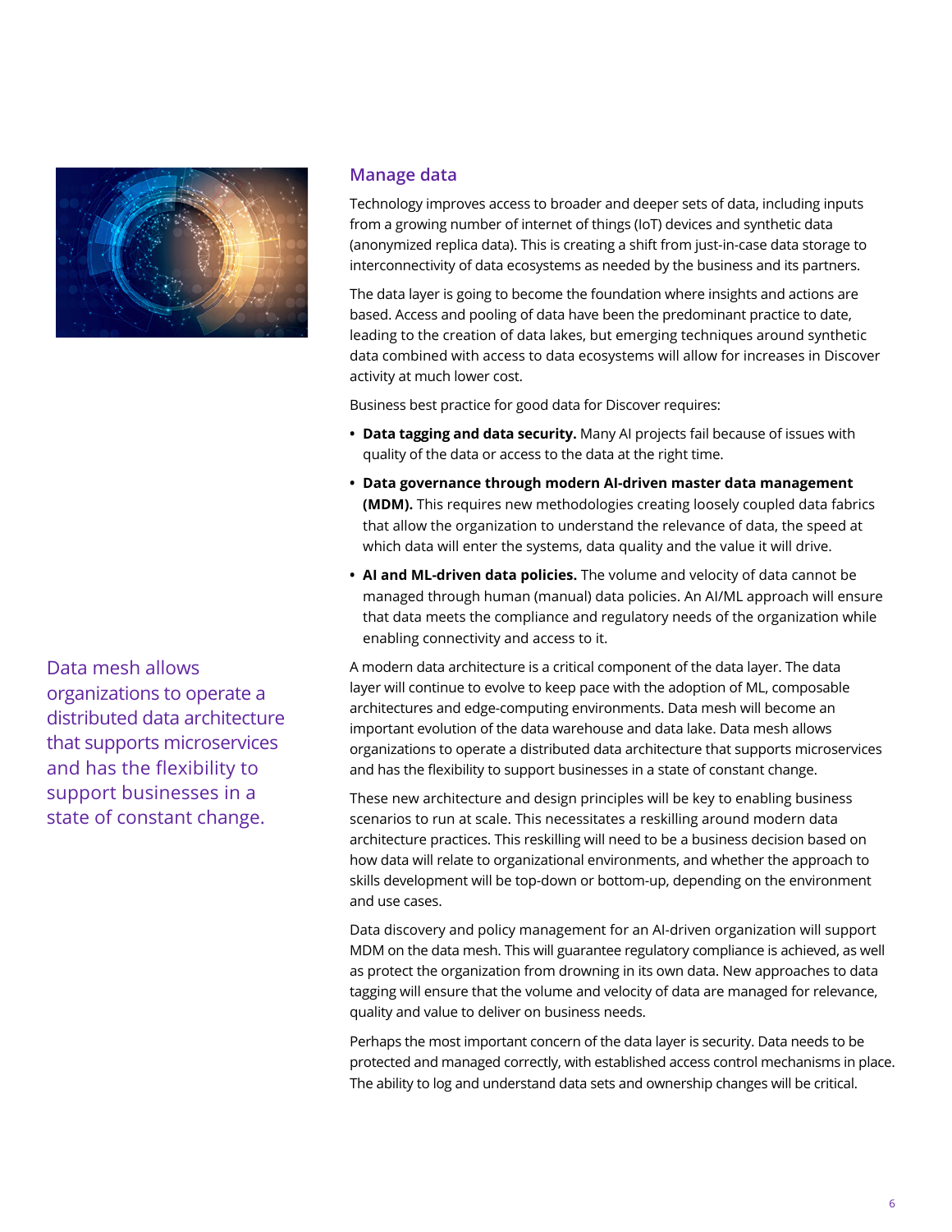## Manage data

Technology improves access to broader and deeper sets of data, including inputs from a growing number of internet of things (IoT) devices and synthetic data (anonymized replica data). This is creating a shift from just-in-case data storage to interconnectivity of data ecosystems as needed by the business and its partners.

The data layer is going to become the foundation where insights and actions are based. Access and pooling of data have been the predominant practice to date, leading to the creation of data lakes, but emerging techniques around synthetic data combined with access to data ecosystems will allow for increases in Discover activity at much lower cost.

Business best practice for good data for Discover requires:

- **Data tagging and data security.** Many AI projects fail because of issues with quality of the data or access to the data at the right time.
- **Data governance through modern AI-driven master data management (MDM).** This requires new methodologies creating loosely coupled data fabrics that allow the organization to understand the relevance of data, the speed at which data will enter the systems, data quality and the value it will drive.
- **AI and ML-driven data policies.** The volume and velocity of data cannot be managed through human (manual) data policies. An AI/ML approach will ensure that data meets the compliance and regulatory needs of the organization while enabling connectivity and access to it.

> Data mesh allows organizations to operate a distributed data architecture that supports microservices and has the flexibility to support businesses in a state of constant change.

A modern data architecture is a critical component of the data layer. The data layer will continue to evolve to keep pace with the adoption of ML, composable architectures and edge-computing environments. Data mesh will become an important evolution of the data warehouse and data lake. Data mesh allows organizations to operate a distributed data architecture that supports microservices and has the flexibility to support businesses in a state of constant change.

These new architecture and design principles will be key to enabling business scenarios to run at scale. This necessitates a reskilling around modern data architecture practices. This reskilling will need to be a business decision based on how data will relate to organizational environments, and whether the approach to skills development will be top-down or bottom-up, depending on the environment and use cases.

Data discovery and policy management for an AI-driven organization will support MDM on the data mesh. This will guarantee regulatory compliance is achieved, as well as protect the organization from drowning in its own data. New approaches to data tagging will ensure that the volume and velocity of data are managed for relevance, quality and value to deliver on business needs.

Perhaps the most important concern of the data layer is security. Data needs to be protected and managed correctly, with established access control mechanisms in place. The ability to log and understand data sets and ownership changes will be critical.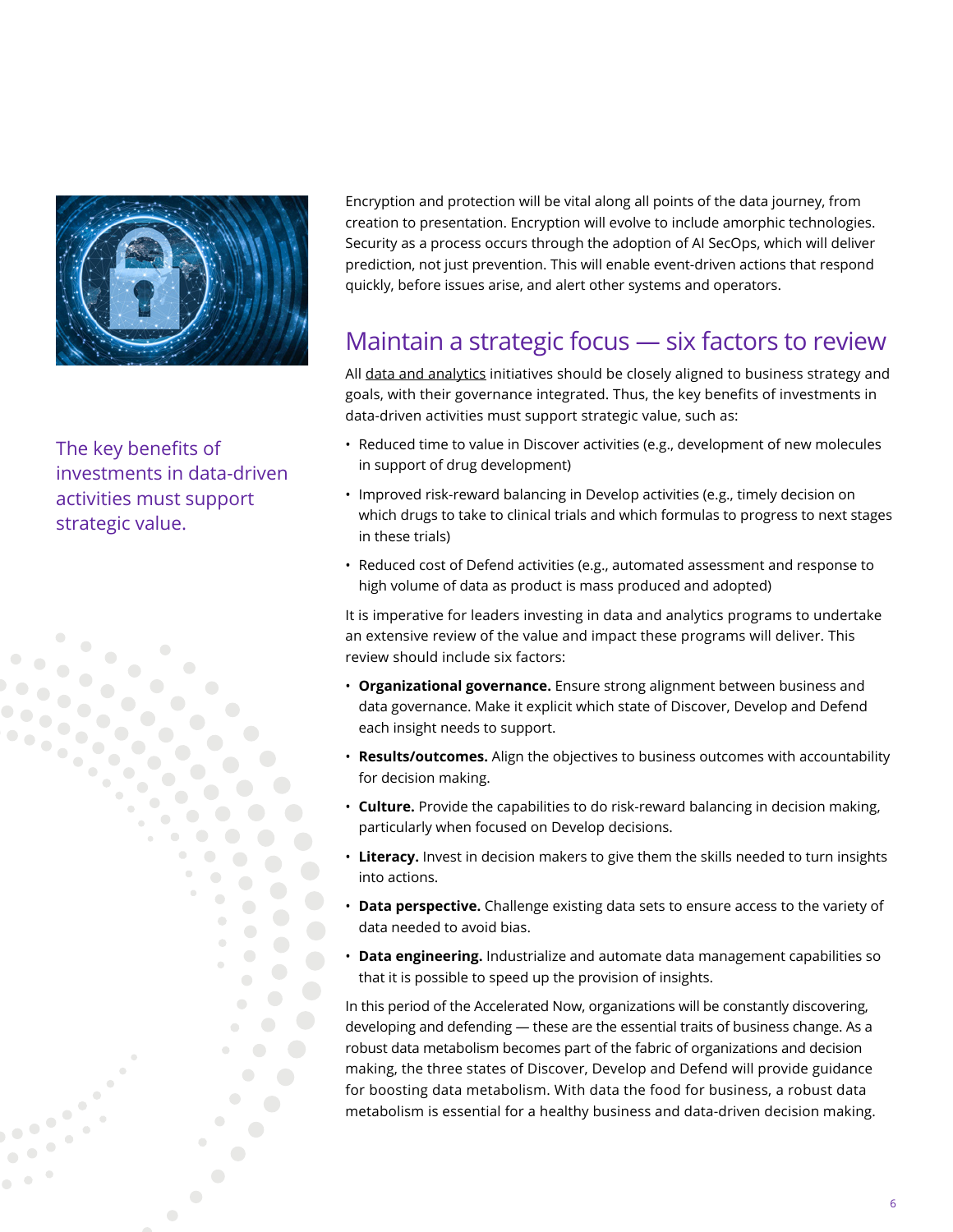Encryption and protection will be vital along all points of the data journey, from creation to presentation. Encryption will evolve to include amorphic technologies. Security as a process occurs through the adoption of AI SecOps, which will deliver prediction, not just prevention. This will enable event-driven actions that respond quickly, before issues arise, and alert other systems and operators.

## Maintain a strategic focus — six factors to review

All data and analytics initiatives should be closely aligned to business strategy and goals, with their governance integrated. Thus, the key benefits of investments in data-driven activities must support strategic value, such as:

- Reduced time to value in Discover activities (e.g., development of new molecules in support of drug development)
- Improved risk-reward balancing in Develop activities (e.g., timely decision on which drugs to take to clinical trials and which formulas to progress to next stages in these trials)
- Reduced cost of Defend activities (e.g., automated assessment and response to high volume of data as product is mass produced and adopted)

The key benefits of investments in data-driven activities must support strategic value.

It is imperative for leaders investing in data and analytics programs to undertake an extensive review of the value and impact these programs will deliver. This review should include six factors:

- **Organizational governance.** Ensure strong alignment between business and data governance. Make it explicit which state of Discover, Develop and Defend each insight needs to support.
- **Results/outcomes.** Align the objectives to business outcomes with accountability for decision making.
- **Culture.** Provide the capabilities to do risk-reward balancing in decision making, particularly when focused on Develop decisions.
- **Literacy.** Invest in decision makers to give them the skills needed to turn insights into actions.
- **Data perspective.** Challenge existing data sets to ensure access to the variety of data needed to avoid bias.
- **Data engineering.** Industrialize and automate data management capabilities so that it is possible to speed up the provision of insights.

In this period of the Accelerated Now, organizations will be constantly discovering, developing and defending — these are the essential traits of business change. As a robust data metabolism becomes part of the fabric of organizations and decision making, the three states of Discover, Develop and Defend will provide guidance for boosting data metabolism. With data the food for business, a robust data metabolism is essential for a healthy business and data-driven decision making.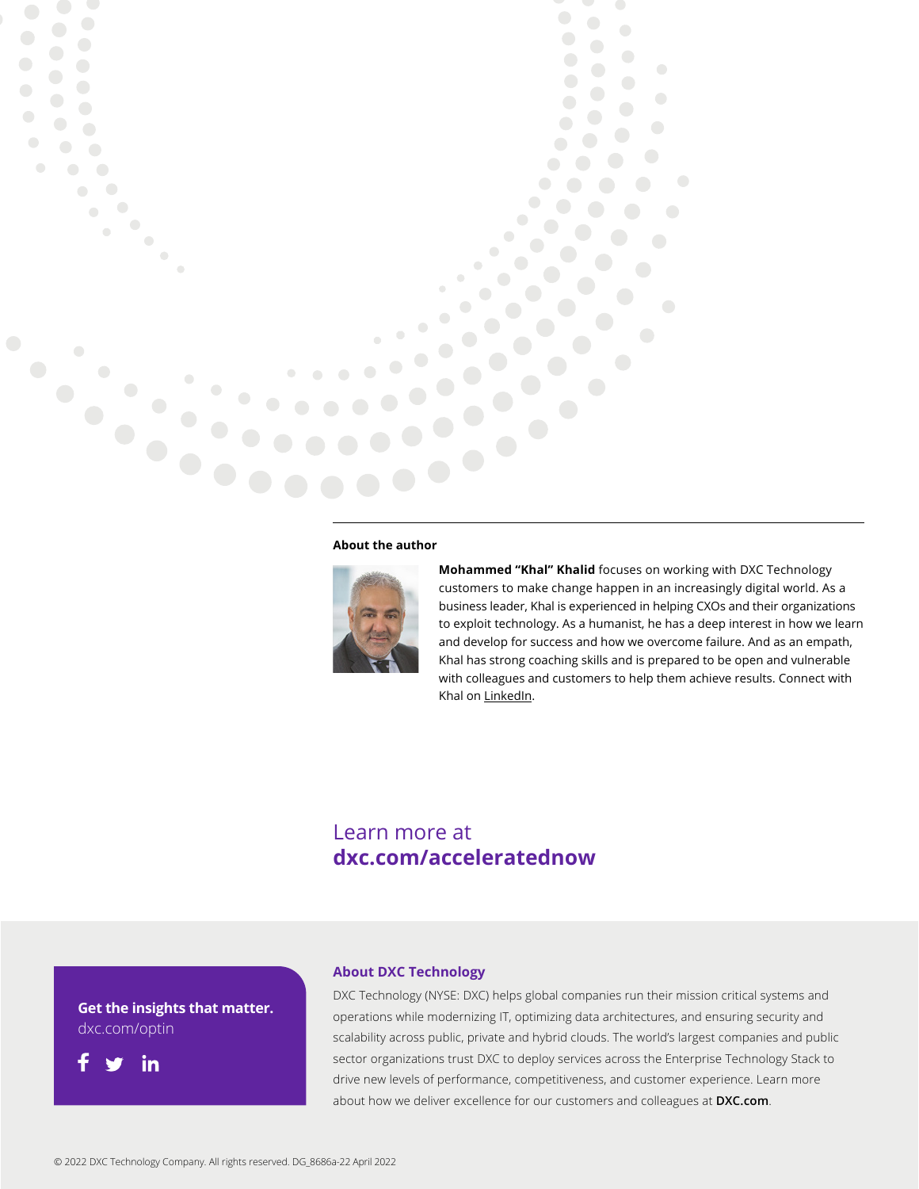## About the author

**Mohammed "Khal" Khalid** focuses on working with DXC Technology customers to make change happen in an increasingly digital world. As a business leader, Khal is experienced in helping CXOs and their organizations to exploit technology. As a humanist, he has a deep interest in how we learn and develop for success and how we overcome failure. And as an empath, Khal has strong coaching skills and is prepared to be open and vulnerable with colleagues and customers to help them achieve results. Connect with Khal on LinkedIn.

Learn more at
**dxc.com/acceleratednow**

**Get the insights that matter.**
dxc.com/optin

### About DXC Technology

DXC Technology (NYSE: DXC) helps global companies run their mission critical systems and operations while modernizing IT, optimizing data architectures, and ensuring security and scalability across public, private and hybrid clouds. The world's largest companies and public sector organizations trust DXC to deploy services across the Enterprise Technology Stack to drive new levels of performance, competitiveness, and customer experience. Learn more about how we deliver excellence for our customers and colleagues at **DXC.com**.

© 2022 DXC Technology Company. All rights reserved. DG_8686a-22 April 2022